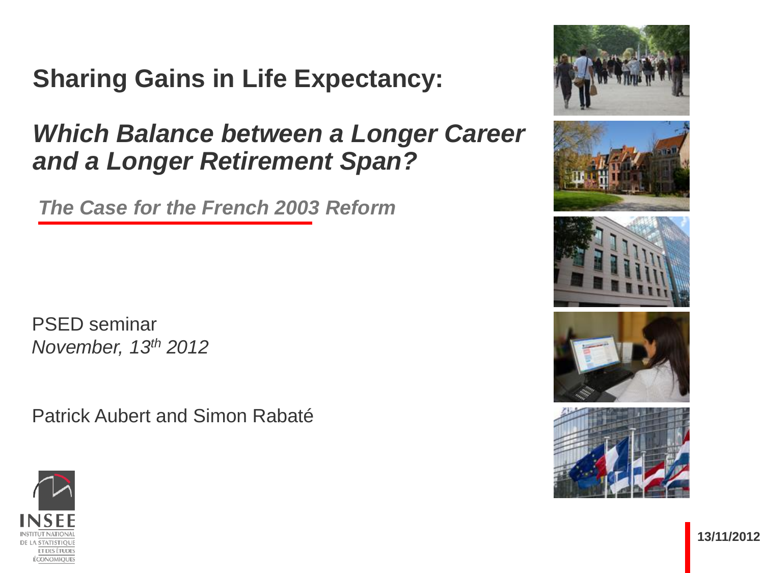# Sharing Gains in Life Expectancy:

## *Which Balance between a Longer Career and a Longer Retirement Span?*

### *The Case for the French 2003 Reform*

PSED seminar
*November, 13th 2012*

Patrick Aubert and Simon Rabaté

INSEE
INSTITUT NATIONAL DE LA STATISTIQUE ET DES ÉTUDES ÉCONOMIQUES

13/11/2012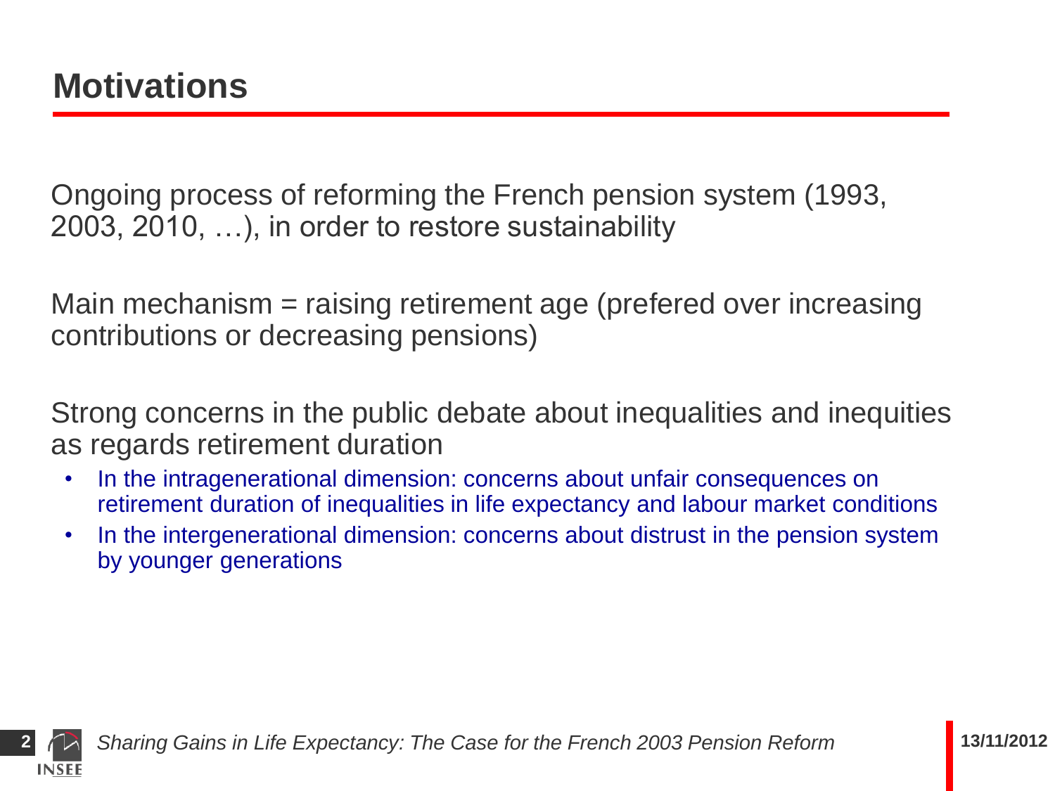## Motivations

Ongoing process of reforming the French pension system (1993, 2003, 2010, …), in order to restore sustainability

Main mechanism = raising retirement age (prefered over increasing contributions or decreasing pensions)

Strong concerns in the public debate about inequalities and inequities as regards retirement duration

- In the intragenerational dimension: concerns about unfair consequences on retirement duration of inequalities in life expectancy and labour market conditions
- In the intergenerational dimension: concerns about distrust in the pension system by younger generations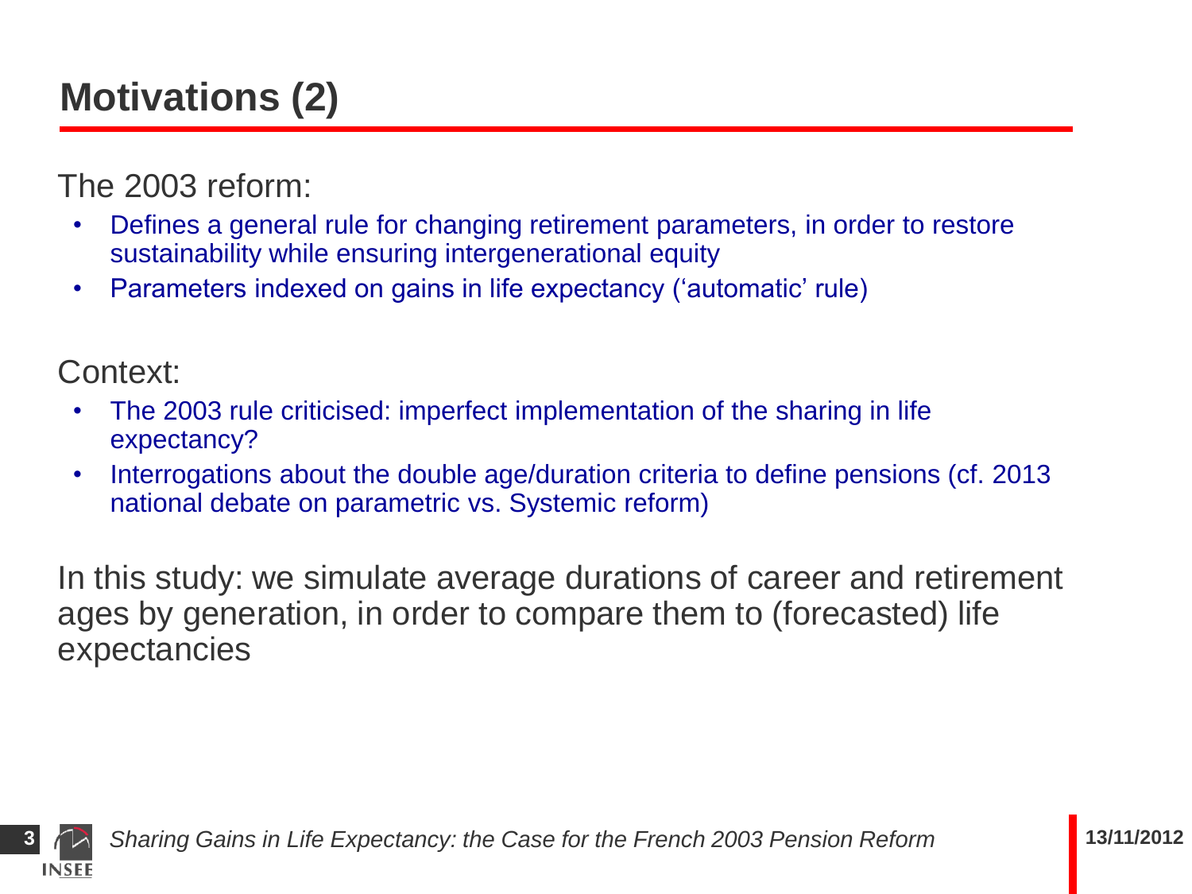# Motivations (2)

The 2003 reform:

- Defines a general rule for changing retirement parameters, in order to restore sustainability while ensuring intergenerational equity
- Parameters indexed on gains in life expectancy ('automatic' rule)

Context:

- The 2003 rule criticised: imperfect implementation of the sharing in life expectancy?
- Interrogations about the double age/duration criteria to define pensions (cf. 2013 national debate on parametric vs. Systemic reform)

In this study: we simulate average durations of career and retirement ages by generation, in order to compare them to (forecasted) life expectancies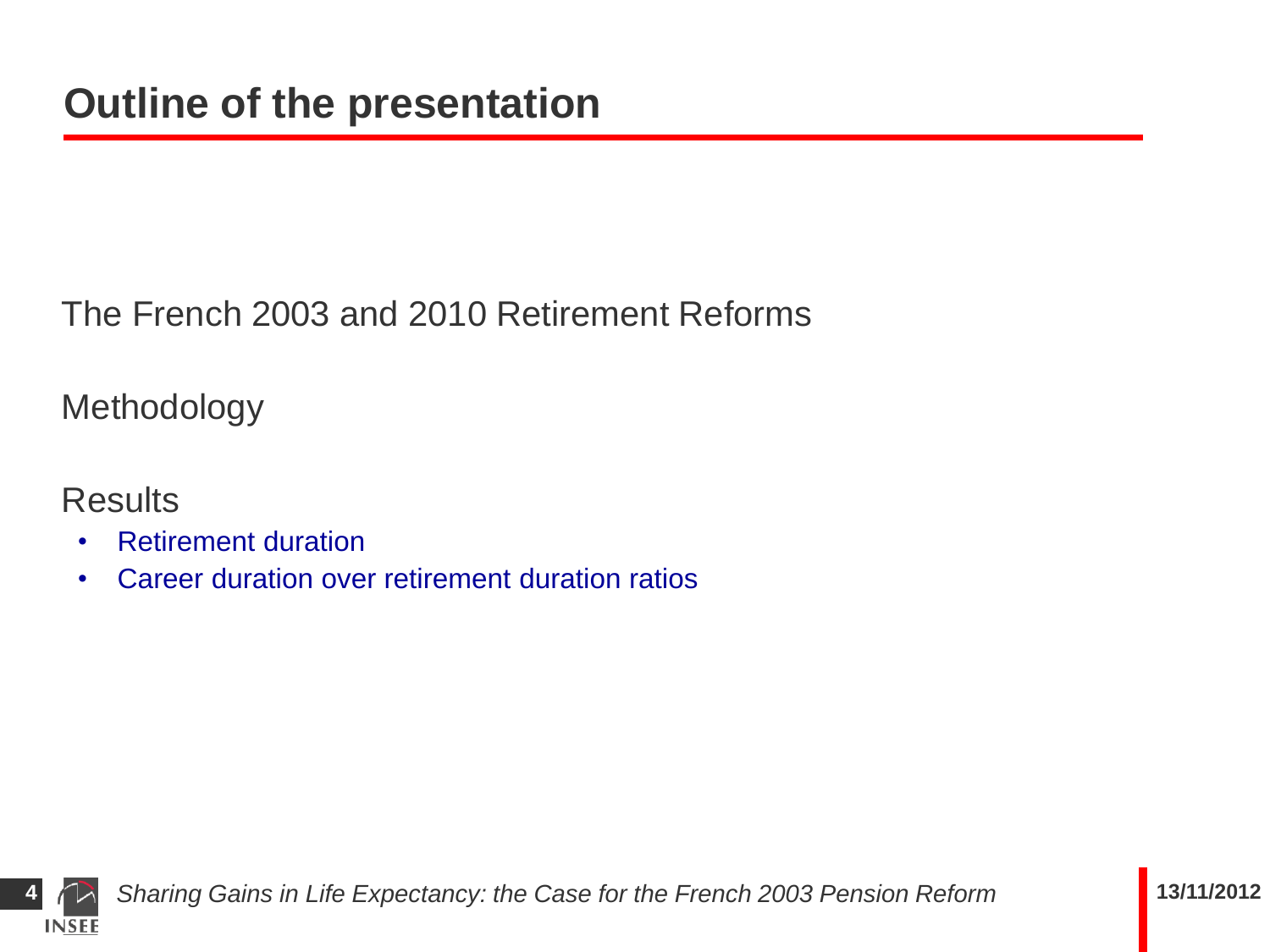# Outline of the presentation

The French 2003 and 2010 Retirement Reforms

Methodology

Results

- Retirement duration
- Career duration over retirement duration ratios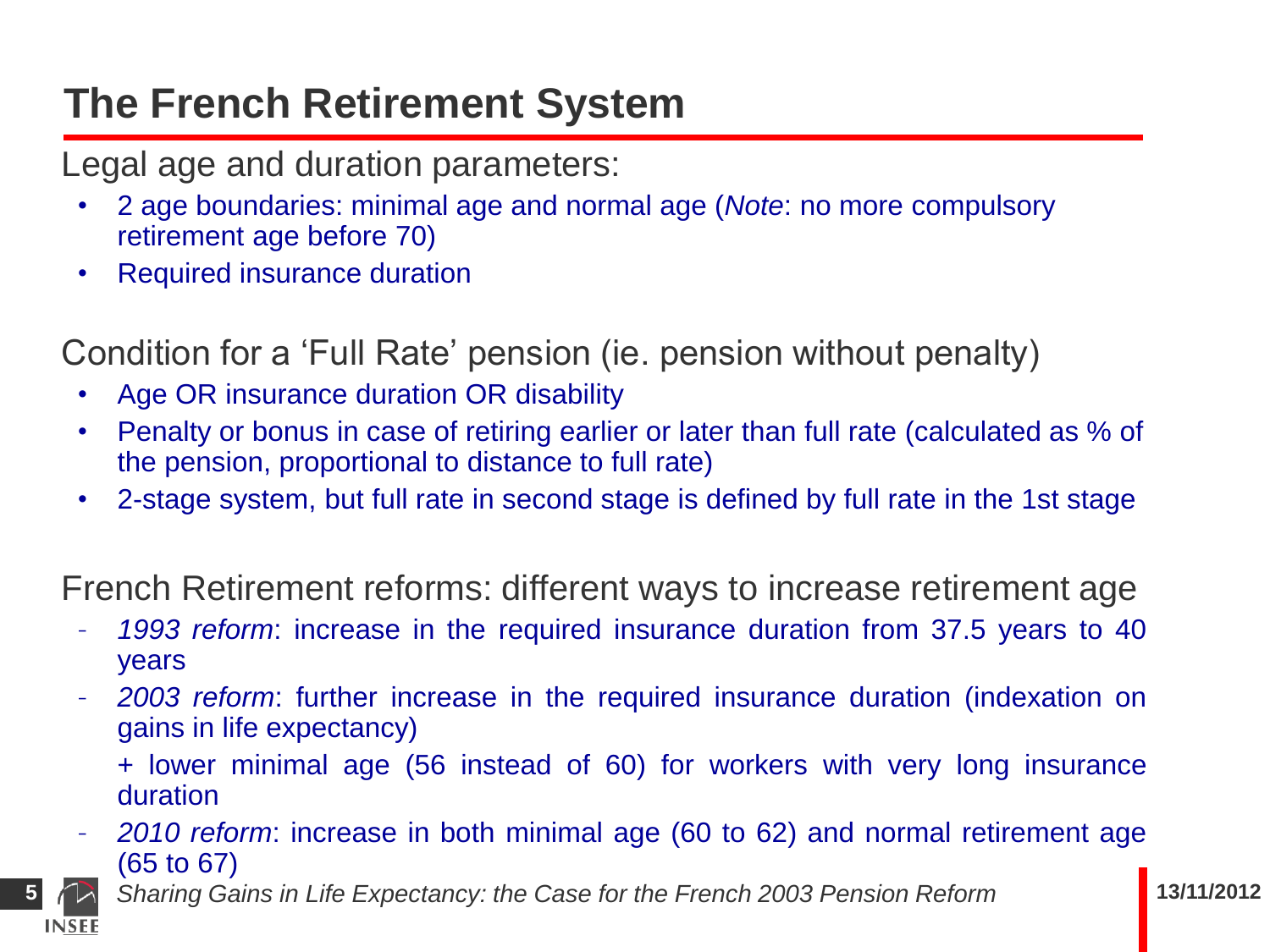# The French Retirement System

Legal age and duration parameters:

- 2 age boundaries: minimal age and normal age (*Note*: no more compulsory retirement age before 70)
- Required insurance duration

Condition for a 'Full Rate' pension (ie. pension without penalty)

- Age OR insurance duration OR disability
- Penalty or bonus in case of retiring earlier or later than full rate (calculated as % of the pension, proportional to distance to full rate)
- 2-stage system, but full rate in second stage is defined by full rate in the 1st stage

French Retirement reforms: different ways to increase retirement age

- *1993 reform*: increase in the required insurance duration from 37.5 years to 40 years
- *2003 reform*: further increase in the required insurance duration (indexation on gains in life expectancy)

  + lower minimal age (56 instead of 60) for workers with very long insurance duration
- *2010 reform*: increase in both minimal age (60 to 62) and normal retirement age (65 to 67)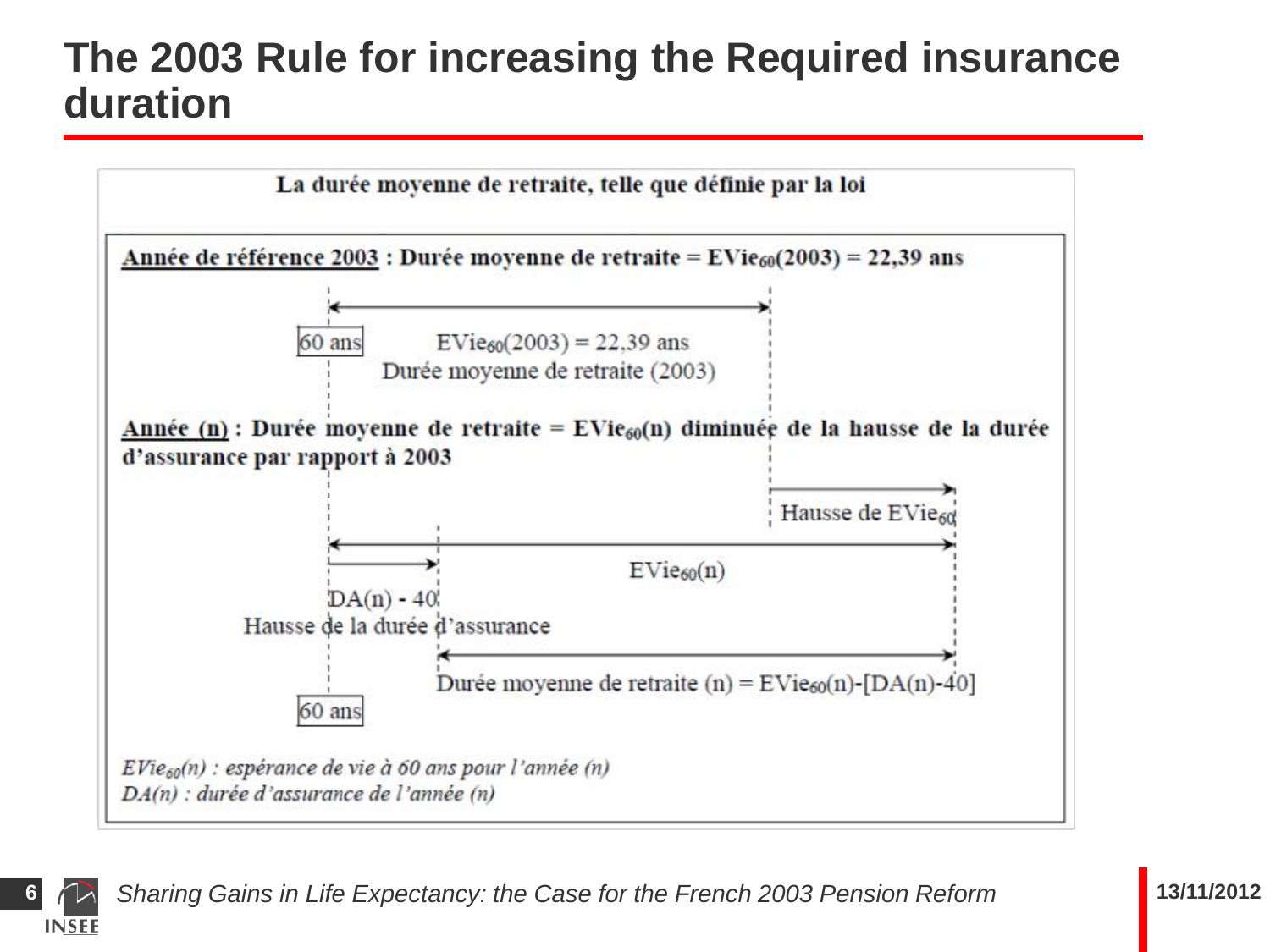# The 2003 Rule for increasing the Required insurance duration

**La durée moyenne de retraite, telle que définie par la loi**

**<u>Année de référence 2003</u> : Durée moyenne de retraite = $EVie_{60}(2003)$ = 22,39 ans**

60 ans

$EVie_{60}(2003)$ = 22,39 ans

Durée moyenne de retraite (2003)

**<u>Année (n)</u> : Durée moyenne de retraite = $EVie_{60}(n)$ diminuée de la hausse de la durée d'assurance par rapport à 2003**

Hausse de $EVie_{60}$

$EVie_{60}(n)$

DA(n) - 40

Hausse de la durée d'assurance

Durée moyenne de retraite (n) = $EVie_{60}(n)$-[DA(n)-40]

60 ans

*$EVie_{60}(n)$ : espérance de vie à 60 ans pour l'année (n)*

*DA(n) : durée d'assurance de l'année (n)*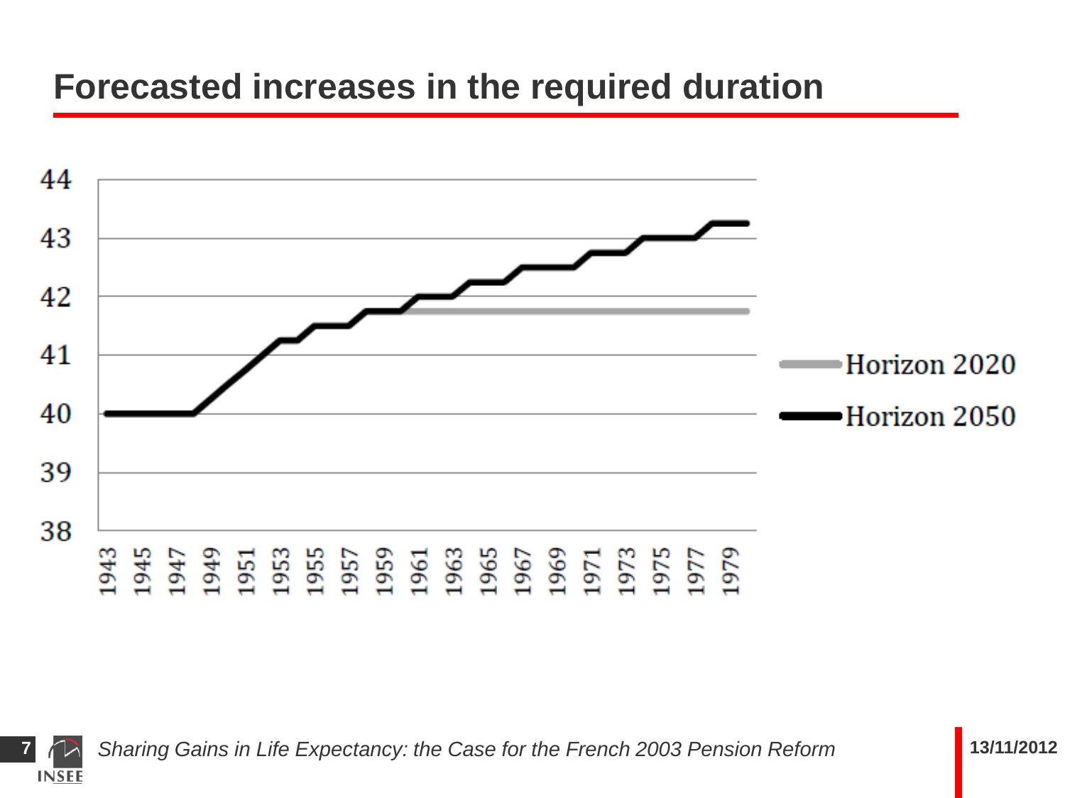# Forecasted increases in the required duration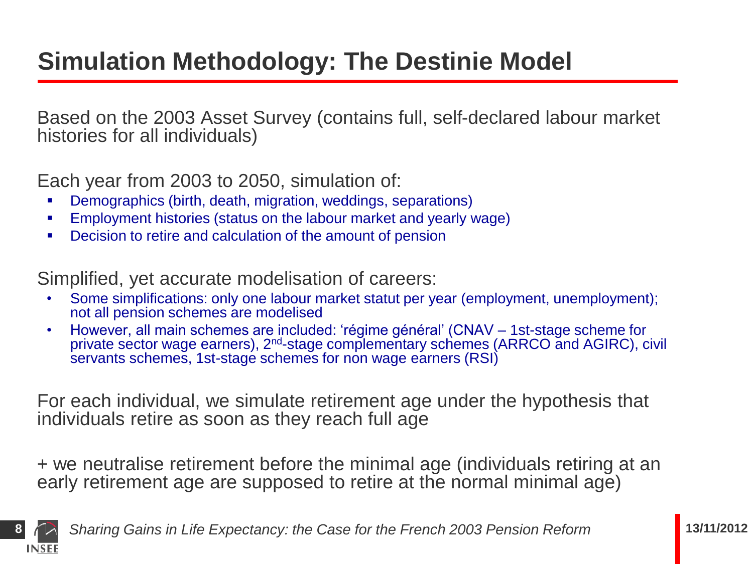# Simulation Methodology: The Destinie Model

Based on the 2003 Asset Survey (contains full, self-declared labour market histories for all individuals)

Each year from 2003 to 2050, simulation of:

- Demographics (birth, death, migration, weddings, separations)
- Employment histories (status on the labour market and yearly wage)
- Decision to retire and calculation of the amount of pension

Simplified, yet accurate modelisation of careers:

- Some simplifications: only one labour market statut per year (employment, unemployment); not all pension schemes are modelised
- However, all main schemes are included: 'régime général' (CNAV – 1st-stage scheme for private sector wage earners), 2nd-stage complementary schemes (ARRCO and AGIRC), civil servants schemes, 1st-stage schemes for non wage earners (RSI)

For each individual, we simulate retirement age under the hypothesis that individuals retire as soon as they reach full age

+ we neutralise retirement before the minimal age (individuals retiring at an early retirement age are supposed to retire at the normal minimal age)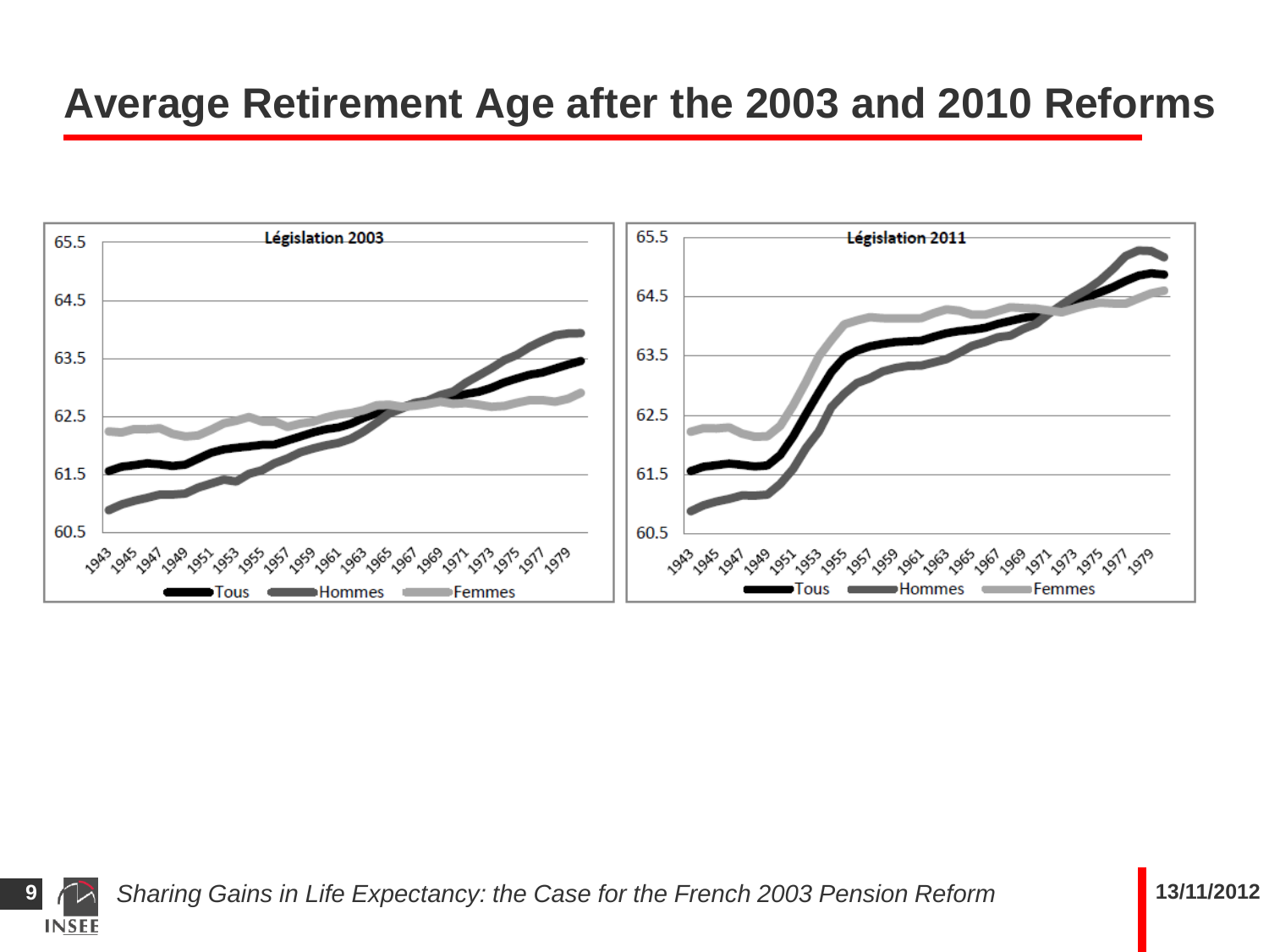# Average Retirement Age after the 2003 and 2010 Reforms

**Législation 2003**

**Législation 2011**

Tous | Hommes | Femmes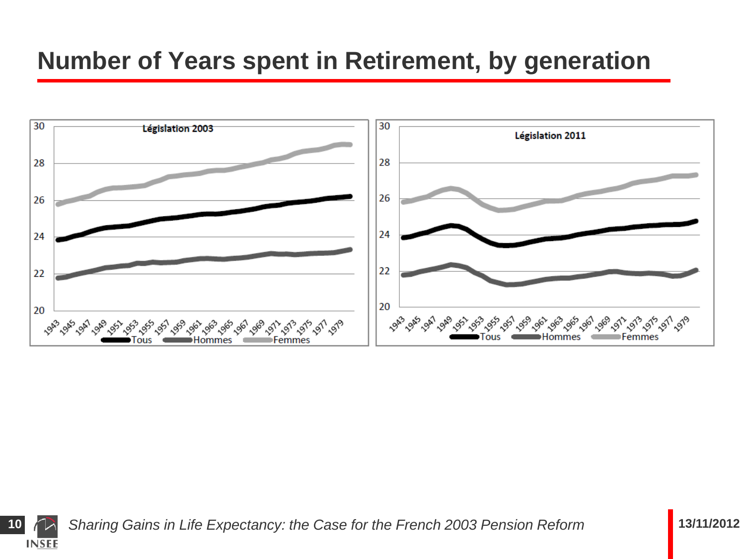# Number of Years spent in Retirement, by generation

**Législation 2003**

**Législation 2011**

Tous Hommes Femmes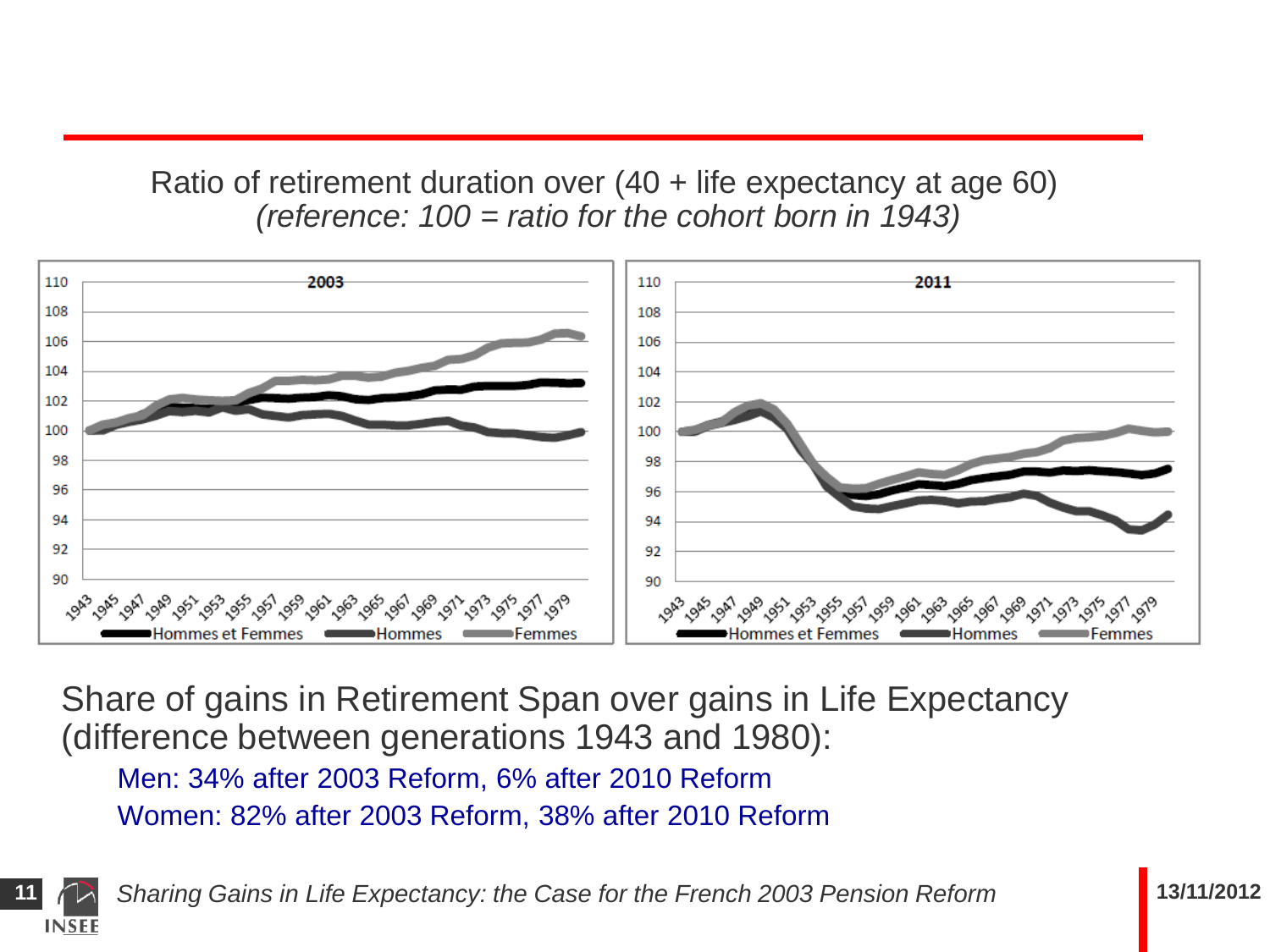Ratio of retirement duration over (40 + life expectancy at age 60)

*(reference: 100 = ratio for the cohort born in 1943)*

Share of gains in Retirement Span over gains in Life Expectancy (difference between generations 1943 and 1980):

- Men: 34% after 2003 Reform, 6% after 2010 Reform
- Women: 82% after 2003 Reform, 38% after 2010 Reform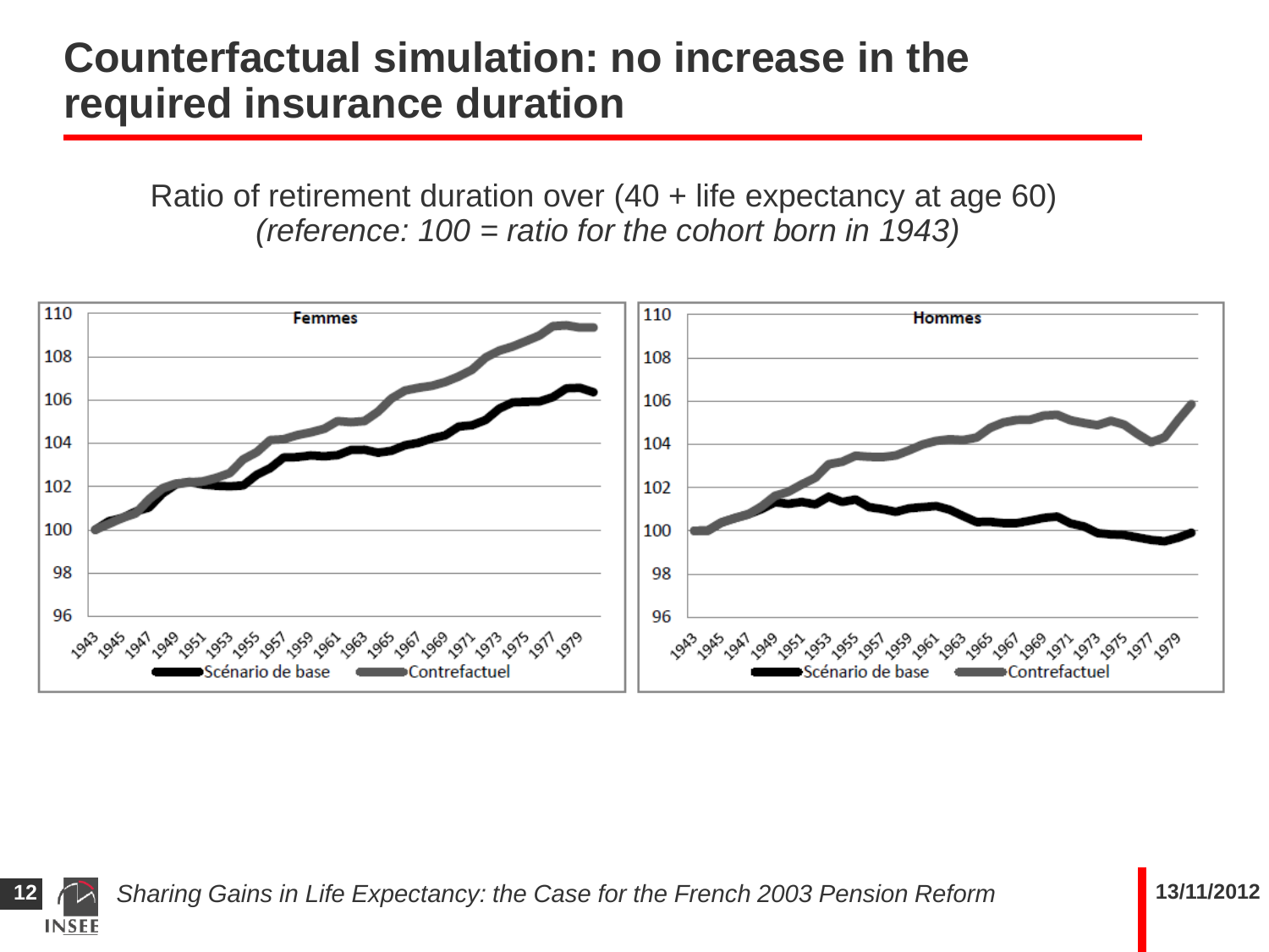# Counterfactual simulation: no increase in the required insurance duration

Ratio of retirement duration over (40 + life expectancy at age 60)
*(reference: 100 = ratio for the cohort born in 1943)*

Femmes

Hommes

Scénario de base — Contrefactuel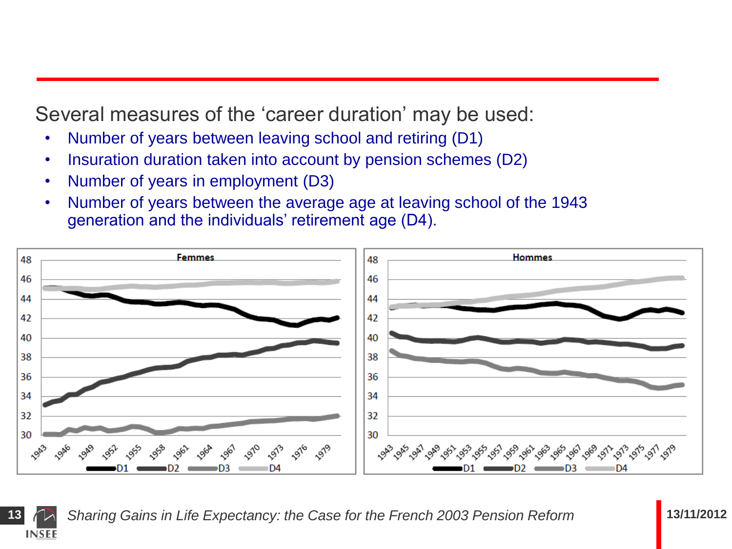Several measures of the 'career duration' may be used:

- Number of years between leaving school and retiring (D1)
- Insuration duration taken into account by pension schemes (D2)
- Number of years in employment (D3)
- Number of years between the average age at leaving school of the 1943 generation and the individuals' retirement age (D4).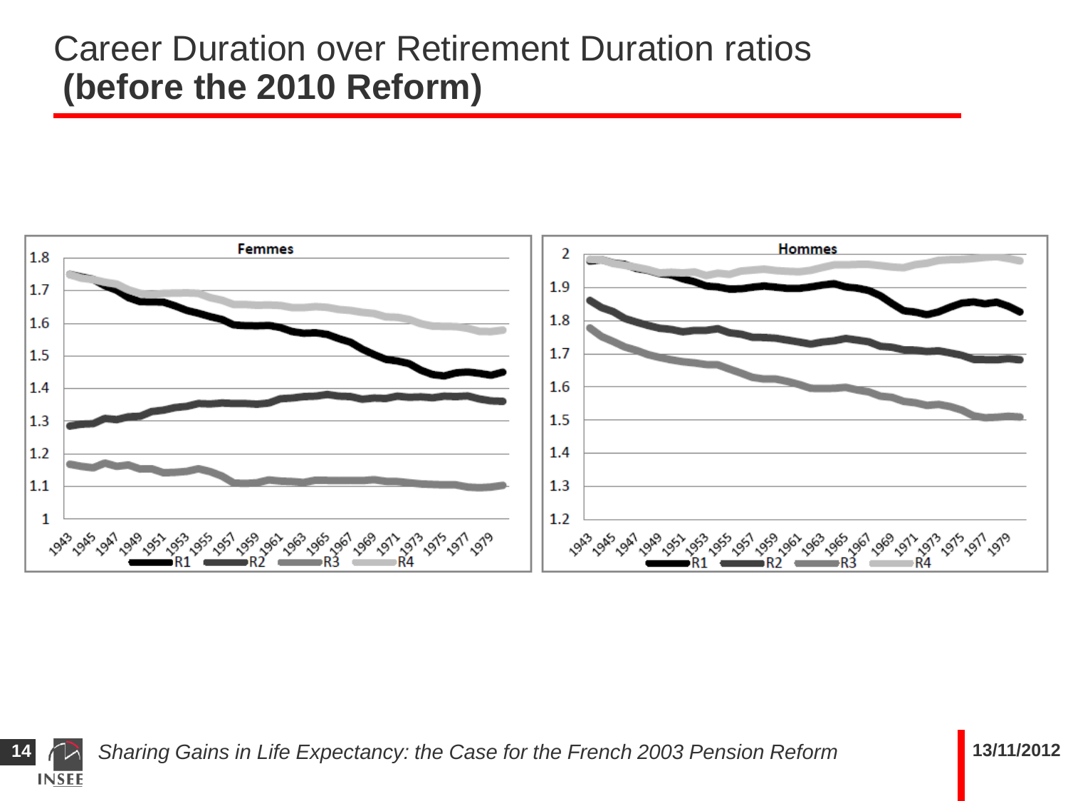# Career Duration over Retirement Duration ratios **(before the 2010 Reform)**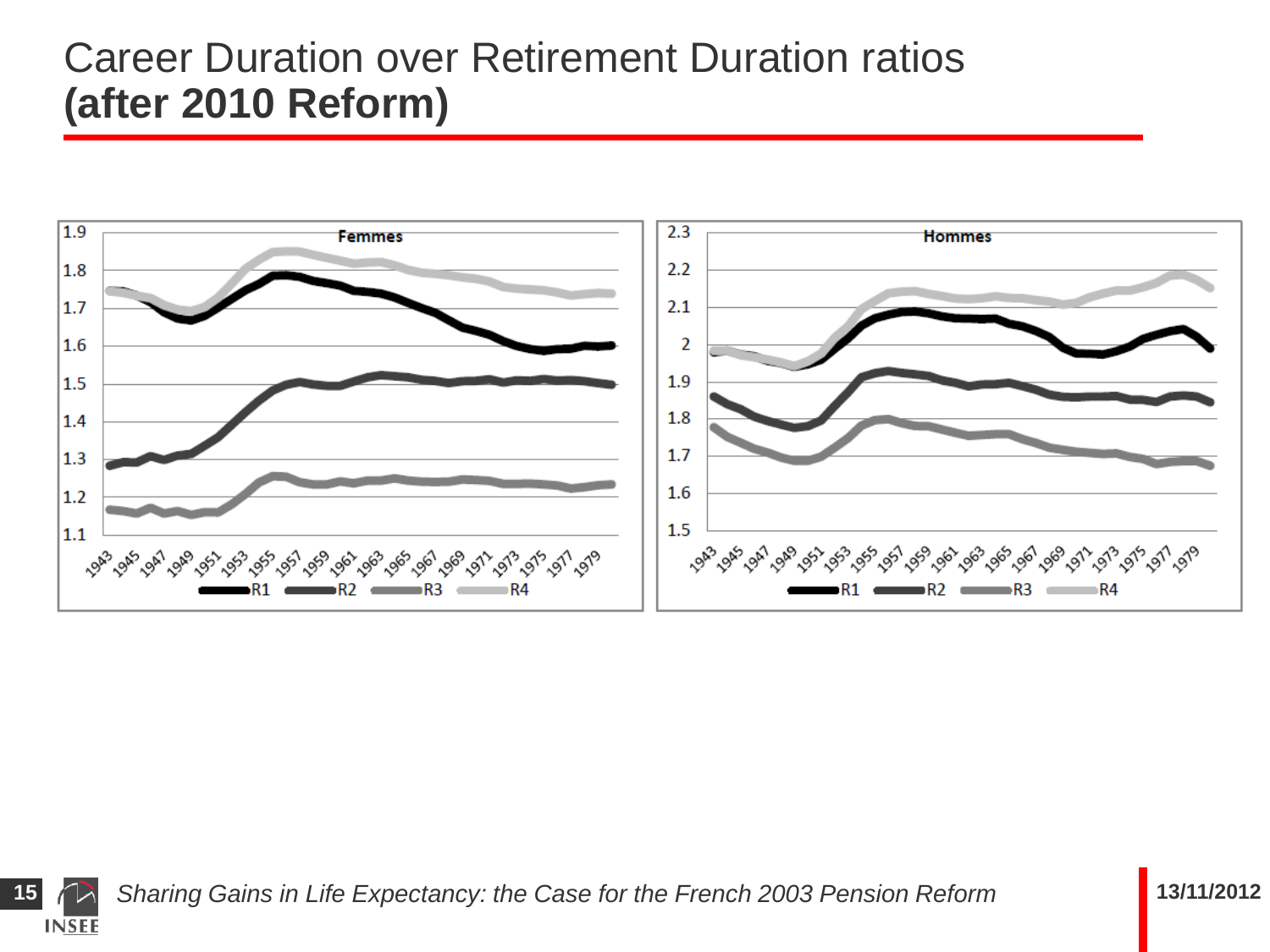# Career Duration over Retirement Duration ratios **(after 2010 Reform)**

**Femmes**

1.9
1.8
1.7
1.6
1.5
1.4
1.3
1.2
1.1

1943 1945 1947 1949 1951 1953 1955 1957 1959 1961 1963 1965 1967 1969 1971 1973 1975 1977 1979

R1 R2 R3 R4

**Hommes**

2.3
2.2
2.1
2
1.9
1.8
1.7
1.6
1.5

1943 1945 1947 1949 1951 1953 1955 1957 1959 1961 1963 1965 1967 1969 1971 1973 1975 1977 1979

R1 R2 R3 R4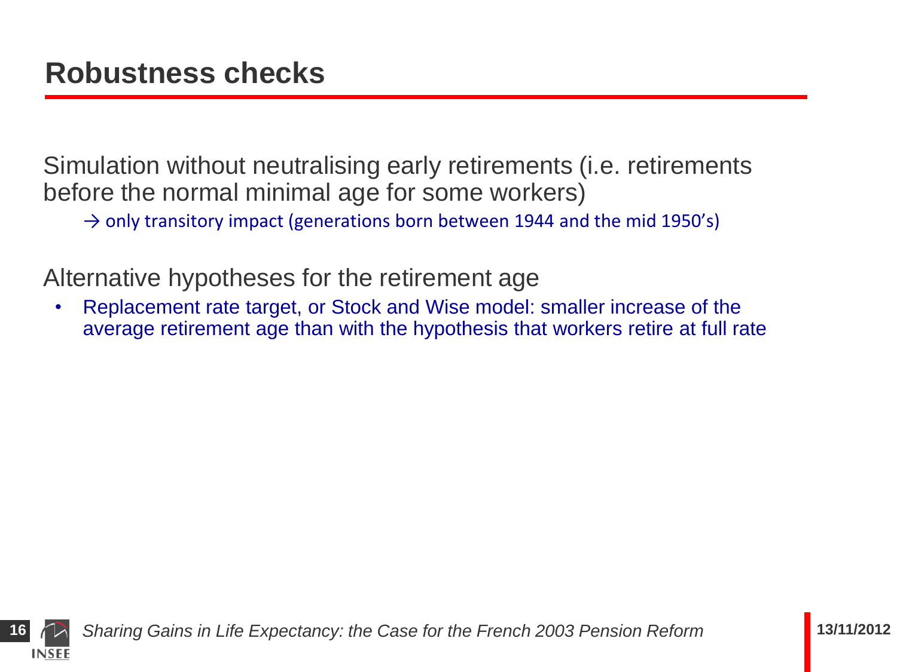# Robustness checks

Simulation without neutralising early retirements (i.e. retirements before the normal minimal age for some workers)

→ only transitory impact (generations born between 1944 and the mid 1950's)

Alternative hypotheses for the retirement age

- Replacement rate target, or Stock and Wise model: smaller increase of the average retirement age than with the hypothesis that workers retire at full rate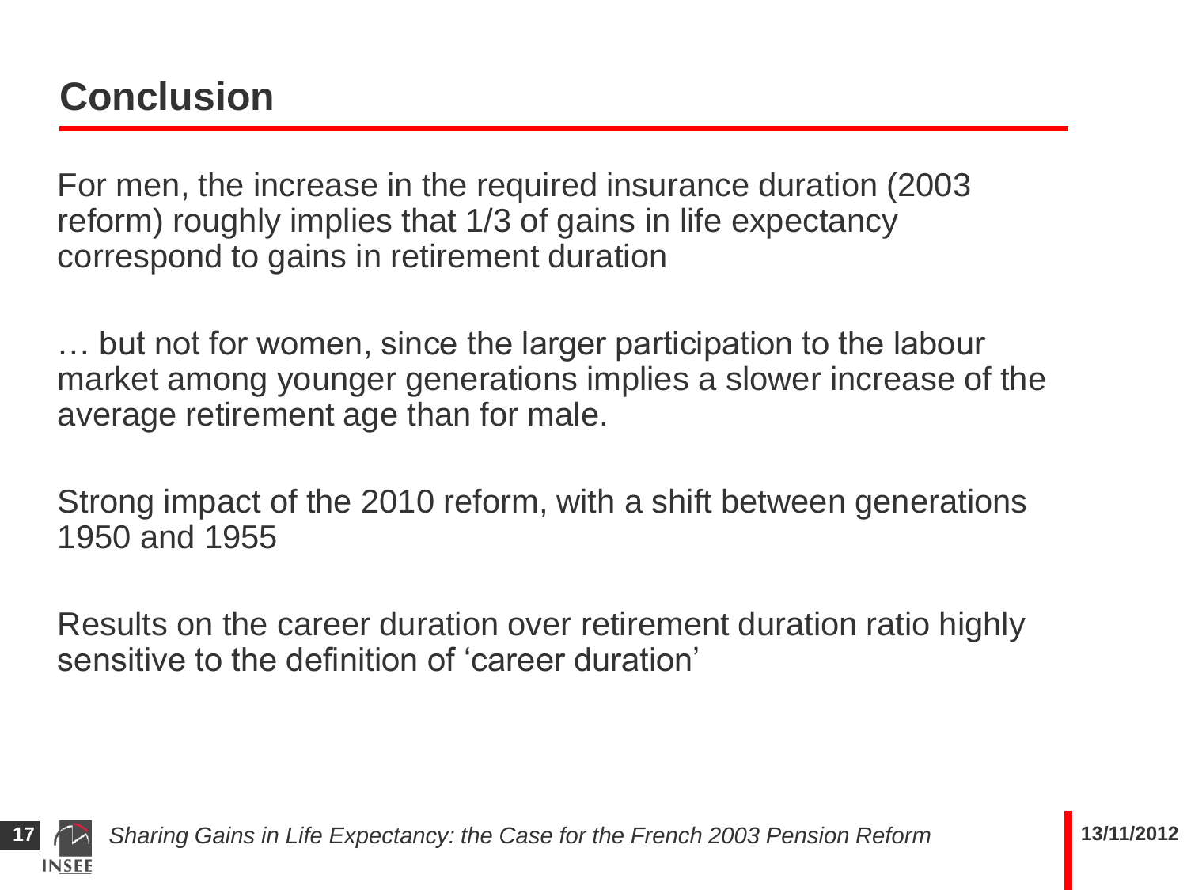## Conclusion

For men, the increase in the required insurance duration (2003 reform) roughly implies that 1/3 of gains in life expectancy correspond to gains in retirement duration

… but not for women, since the larger participation to the labour market among younger generations implies a slower increase of the average retirement age than for male.

Strong impact of the 2010 reform, with a shift between generations 1950 and 1955

Results on the career duration over retirement duration ratio highly sensitive to the definition of ‘career duration’